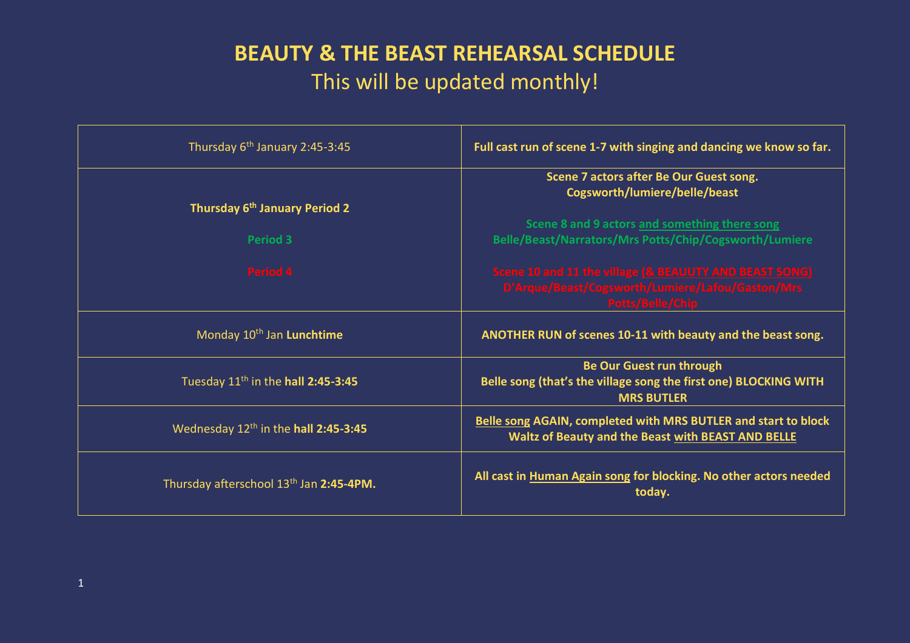# BEAUTY & THE BEAST REHEARSAL SCHEDULE

This will be updated monthly!

| | |
|---|---|
| Thursday 6th January 2:45-3:45 | **Full cast run of scene 1-7 with singing and dancing we know so far.** |
| **Thursday 6th January Period 2**<br><br>**Period 3**<br><br>**Period 4** | **Scene 7 actors after Be Our Guest song. Cogsworth/lumiere/belle/beast**<br><br>**Scene 8 and 9 actors and something there song Belle/Beast/Narrators/Mrs Potts/Chip/Cogsworth/Lumiere**<br><br>**Scene 10 and 11 the village (& BEAUUTY AND BEAST SONG) D'Arque/Beast/Cogsworth/Lumiere/Lafou/Gaston/Mrs Potts/Belle/Chip** |
| Monday 10th Jan **Lunchtime** | **ANOTHER RUN of scenes 10-11 with beauty and the beast song.** |
| Tuesday 11th in the **hall 2:45-3:45** | **Be Our Guest run through**<br>**Belle song (that's the village song the first one) BLOCKING WITH MRS BUTLER** |
| Wednesday 12th in the **hall 2:45-3:45** | **Belle song AGAIN, completed with MRS BUTLER and start to block Waltz of Beauty and the Beast with BEAST AND BELLE** |
| Thursday afterschool 13th Jan **2:45-4PM.** | **All cast in Human Again song for blocking. No other actors needed today.** |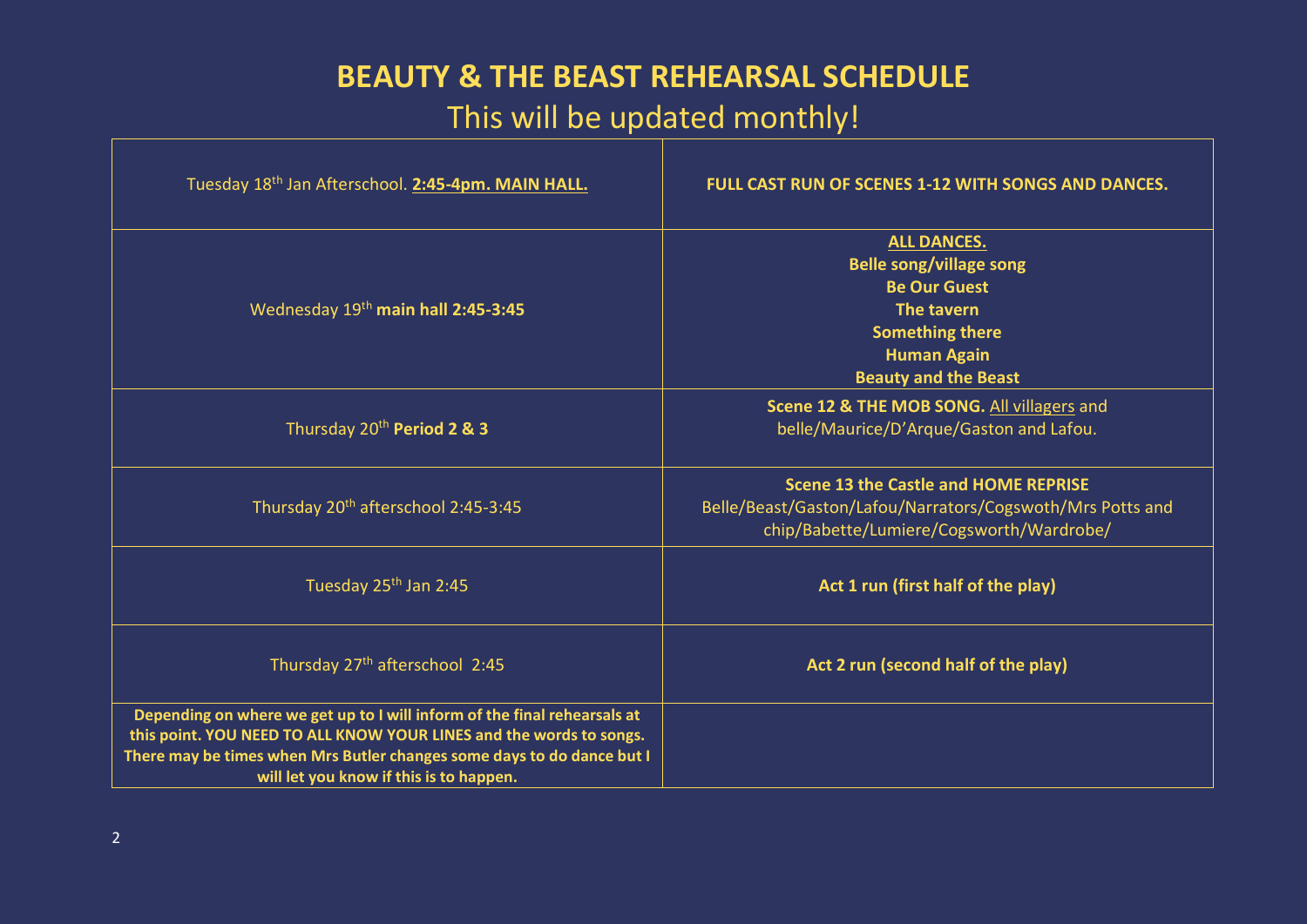# BEAUTY & THE BEAST REHEARSAL SCHEDULE

## This will be updated monthly!

| | |
|---|---|
| Tuesday 18th Jan Afterschool. **2:45-4pm. MAIN HALL.** | **FULL CAST RUN OF SCENES 1-12 WITH SONGS AND DANCES.** |
| Wednesday 19th **main hall 2:45-3:45** | **ALL DANCES.**<br>**Belle song/village song**<br>**Be Our Guest**<br>**The tavern**<br>**Something there**<br>**Human Again**<br>**Beauty and the Beast** |
| Thursday 20th **Period 2 & 3** | **Scene 12 & THE MOB SONG.** All villagers and belle/Maurice/D'Arque/Gaston and Lafou. |
| Thursday 20th afterschool 2:45-3:45 | **Scene 13 the Castle and HOME REPRISE**<br>Belle/Beast/Gaston/Lafou/Narrators/Cogswoth/Mrs Potts and chip/Babette/Lumiere/Cogsworth/Wardrobe/ |
| Tuesday 25th Jan 2:45 | **Act 1 run (first half of the play)** |
| Thursday 27th afterschool 2:45 | **Act 2 run (second half of the play)** |
| **Depending on where we get up to I will inform of the final rehearsals at this point. YOU NEED TO ALL KNOW YOUR LINES and the words to songs. There may be times when Mrs Butler changes some days to do dance but I will let you know if this is to happen.** | |